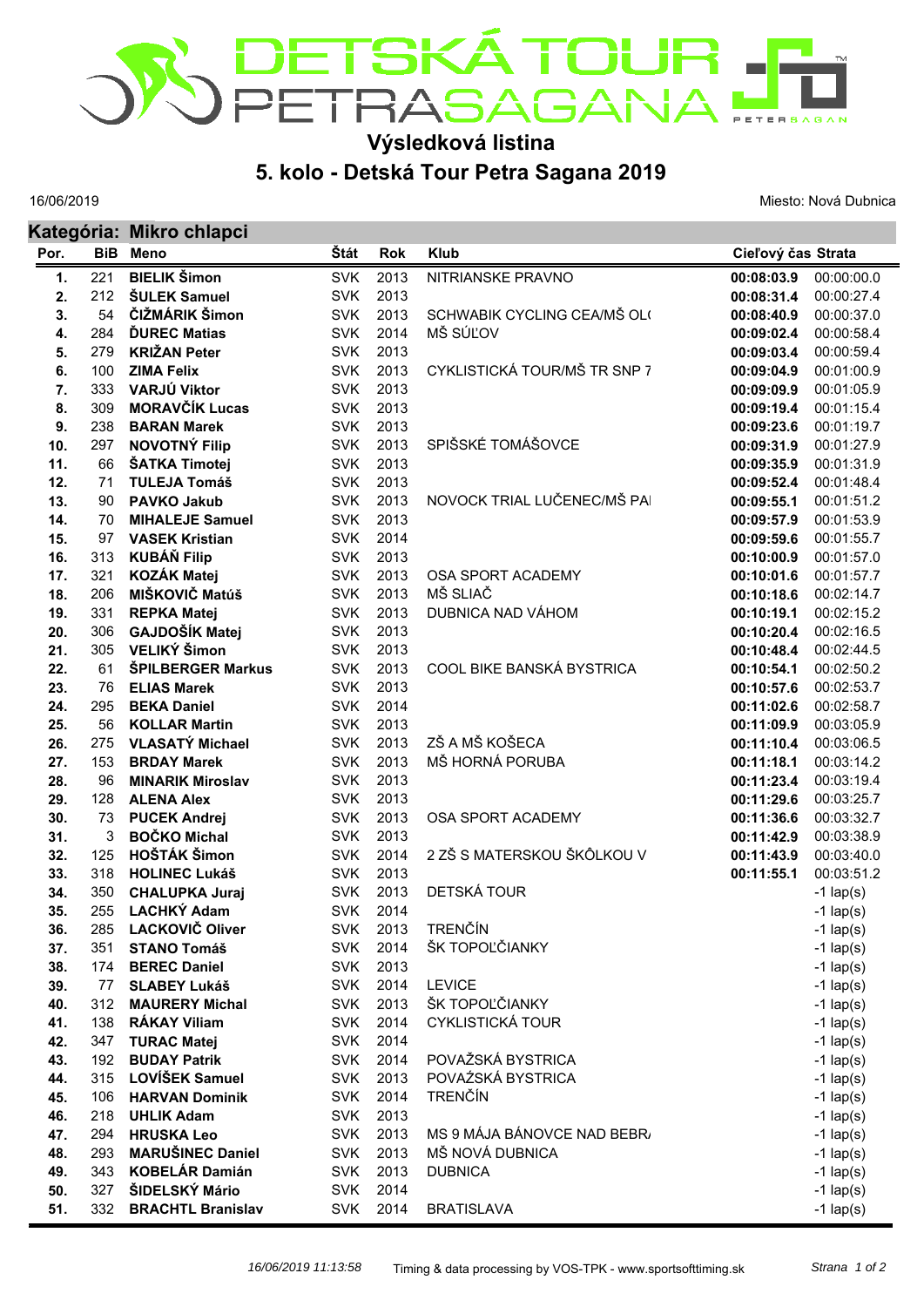# DETSKÁ TOUR PETRA SAGANA

## Výsledková listina

## 5. kolo - Detská Tour Petra Sagana 2019

16/06/2019

Miesto: Nová Dubnica

### Kategória: Mikro chlapci

| Por. | BiB | Meno | Štát | Rok | Klub | Cieľový čas | Strata |
|---|---|---|---|---|---|---|---|
| 1. | 221 | **BIELIK Šimon** | SVK | 2013 | NITRIANSKE PRAVNO | **00:08:03.9** | 00:00:00.0 |
| 2. | 212 | **ŠULEK Samuel** | SVK | 2013 | | **00:08:31.4** | 00:00:27.4 |
| 3. | 54 | **ČIŽMÁRIK Šimon** | SVK | 2013 | SCHWABIK CYCLING CEA/MŠ OL( | **00:08:40.9** | 00:00:37.0 |
| 4. | 284 | **ĎUREC Matias** | SVK | 2014 | MŠ SÚĽOV | **00:09:02.4** | 00:00:58.4 |
| 5. | 279 | **KRIŽAN Peter** | SVK | 2013 | | **00:09:03.4** | 00:00:59.4 |
| 6. | 100 | **ZIMA Felix** | SVK | 2013 | CYKLISTICKÁ TOUR/MŠ TR SNP 7 | **00:09:04.9** | 00:01:00.9 |
| 7. | 333 | **VARJÚ Viktor** | SVK | 2013 | | **00:09:09.9** | 00:01:05.9 |
| 8. | 309 | **MORAVČÍK Lucas** | SVK | 2013 | | **00:09:19.4** | 00:01:15.4 |
| 9. | 238 | **BARAN Marek** | SVK | 2013 | | **00:09:23.6** | 00:01:19.7 |
| 10. | 297 | **NOVOTNÝ Filip** | SVK | 2013 | SPIŠSKÉ TOMÁŠOVCE | **00:09:31.9** | 00:01:27.9 |
| 11. | 66 | **ŠATKA Timotej** | SVK | 2013 | | **00:09:35.9** | 00:01:31.9 |
| 12. | 71 | **TULEJA Tomáš** | SVK | 2013 | | **00:09:52.4** | 00:01:48.4 |
| 13. | 90 | **PAVKO Jakub** | SVK | 2013 | NOVOCK TRIAL LUČENEC/MŠ PA | **00:09:55.1** | 00:01:51.2 |
| 14. | 70 | **MIHALEJE Samuel** | SVK | 2013 | | **00:09:57.9** | 00:01:53.9 |
| 15. | 97 | **VASEK Kristian** | SVK | 2014 | | **00:09:59.6** | 00:01:55.7 |
| 16. | 313 | **KUBÁŇ Filip** | SVK | 2013 | | **00:10:00.9** | 00:01:57.0 |
| 17. | 321 | **KOZÁK Matej** | SVK | 2013 | OSA SPORT ACADEMY | **00:10:01.6** | 00:01:57.7 |
| 18. | 206 | **MIŠKOVIČ Matúš** | SVK | 2013 | MŠ SLIAČ | **00:10:18.6** | 00:02:14.7 |
| 19. | 331 | **REPKA Matej** | SVK | 2013 | DUBNICA NAD VÁHOM | **00:10:19.1** | 00:02:15.2 |
| 20. | 306 | **GAJDOŠÍK Matej** | SVK | 2013 | | **00:10:20.4** | 00:02:16.5 |
| 21. | 305 | **VELIKÝ Šimon** | SVK | 2013 | | **00:10:48.4** | 00:02:44.5 |
| 22. | 61 | **ŠPILBERGER Markus** | SVK | 2013 | COOL BIKE BANSKÁ BYSTRICA | **00:10:54.1** | 00:02:50.2 |
| 23. | 76 | **ELIAS Marek** | SVK | 2013 | | **00:10:57.6** | 00:02:53.7 |
| 24. | 295 | **BEKA Daniel** | SVK | 2014 | | **00:11:02.6** | 00:02:58.7 |
| 25. | 56 | **KOLLAR Martin** | SVK | 2013 | | **00:11:09.9** | 00:03:05.9 |
| 26. | 275 | **VLASATÝ Michael** | SVK | 2013 | ZŠ A MŠ KOŠECA | **00:11:10.4** | 00:03:06.5 |
| 27. | 153 | **BRDAY Marek** | SVK | 2013 | MŠ HORNÁ PORUBA | **00:11:18.1** | 00:03:14.2 |
| 28. | 96 | **MINARIK Miroslav** | SVK | 2013 | | **00:11:23.4** | 00:03:19.4 |
| 29. | 128 | **ALENA Alex** | SVK | 2013 | | **00:11:29.6** | 00:03:25.7 |
| 30. | 73 | **PUCEK Andrej** | SVK | 2013 | OSA SPORT ACADEMY | **00:11:36.6** | 00:03:32.7 |
| 31. | 3 | **BOČKO Michal** | SVK | 2013 | | **00:11:42.9** | 00:03:38.9 |
| 32. | 125 | **HOŠŤÁK Šimon** | SVK | 2014 | 2 ZŠ S MATERSKOU ŠKÔLKOU V | **00:11:43.9** | 00:03:40.0 |
| 33. | 318 | **HOLINEC Lukáš** | SVK | 2013 | | **00:11:55.1** | 00:03:51.2 |
| 34. | 350 | **CHALUPKA Juraj** | SVK | 2013 | DETSKÁ TOUR | | -1 lap(s) |
| 35. | 255 | **LACHKÝ Adam** | SVK | 2014 | | | -1 lap(s) |
| 36. | 285 | **LACKOVIČ Oliver** | SVK | 2013 | TRENČÍN | | -1 lap(s) |
| 37. | 351 | **STANO Tomáš** | SVK | 2014 | ŠK TOPOĽČIANKY | | -1 lap(s) |
| 38. | 174 | **BEREC Daniel** | SVK | 2013 | | | -1 lap(s) |
| 39. | 77 | **SLABEY Lukáš** | SVK | 2014 | LEVICE | | -1 lap(s) |
| 40. | 312 | **MAURERY Michal** | SVK | 2013 | ŠK TOPOĽČIANKY | | -1 lap(s) |
| 41. | 138 | **RÁKAY Viliam** | SVK | 2014 | CYKLISTICKÁ TOUR | | -1 lap(s) |
| 42. | 347 | **TURAC Matej** | SVK | 2014 | | | -1 lap(s) |
| 43. | 192 | **BUDAY Patrik** | SVK | 2014 | POVAŽSKÁ BYSTRICA | | -1 lap(s) |
| 44. | 315 | **LOVÍŠEK Samuel** | SVK | 2013 | POVAŽSKÁ BYSTRICA | | -1 lap(s) |
| 45. | 106 | **HARVAN Dominik** | SVK | 2014 | TRENČÍN | | -1 lap(s) |
| 46. | 218 | **UHLIK Adam** | SVK | 2013 | | | -1 lap(s) |
| 47. | 294 | **HRUSKA Leo** | SVK | 2013 | MS 9 MÁJA BÁNOVCE NAD BEBR/ | | -1 lap(s) |
| 48. | 293 | **MARUŠINEC Daniel** | SVK | 2013 | MŠ NOVÁ DUBNICA | | -1 lap(s) |
| 49. | 343 | **KOBELÁR Damián** | SVK | 2013 | DUBNICA | | -1 lap(s) |
| 50. | 327 | **ŠIDELSKÝ Mário** | SVK | 2014 | | | -1 lap(s) |
| 51. | 332 | **BRACHTL Branislav** | SVK | 2014 | BRATISLAVA | | -1 lap(s) |

*16/06/2019 11:13:58* Timing & data processing by VOS-TPK - www.sportsofttiming.sk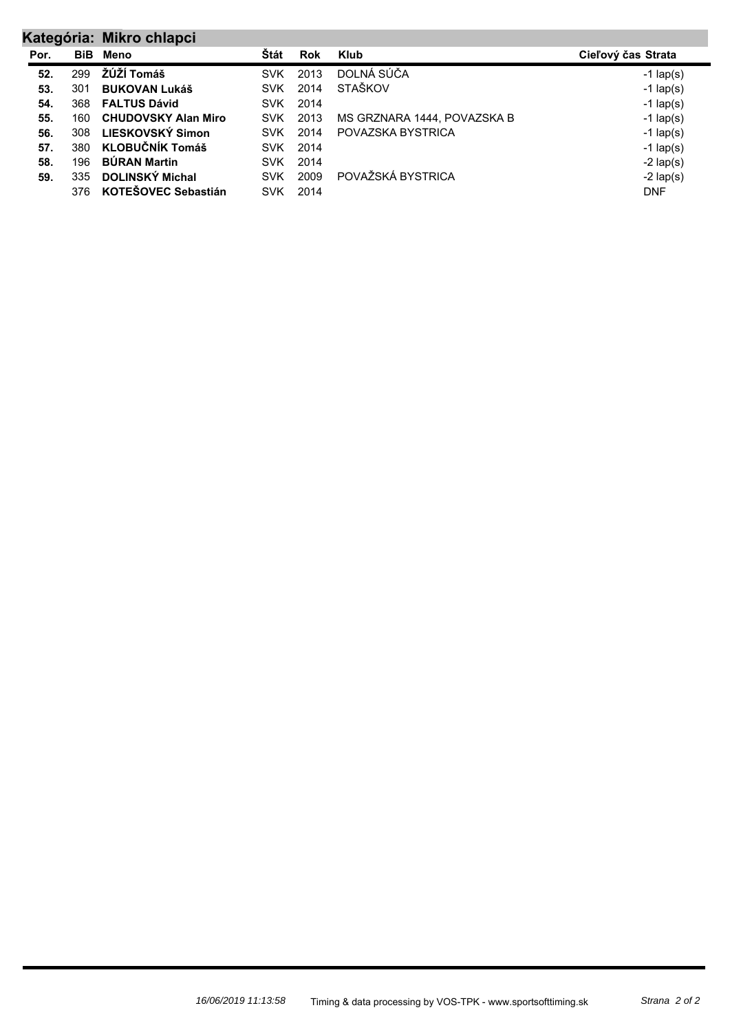## Kategória: Mikro chlapci

| Por. | BiB | Meno | Štát | Rok | Klub | Cieľový čas | Strata |
|---|---|---|---|---|---|---|---|
| 52. | 299 | **ŽŮŽÍ Tomáš** | SVK | 2013 | DOLNÁ SÚČA | | -1 lap(s) |
| 53. | 301 | **BUKOVAN Lukáš** | SVK | 2014 | STAŠKOV | | -1 lap(s) |
| 54. | 368 | **FALTUS Dávid** | SVK | 2014 | | | -1 lap(s) |
| 55. | 160 | **CHUDOVSKY Alan Miro** | SVK | 2013 | MS GRZNARA 1444, POVAZSKA B | | -1 lap(s) |
| 56. | 308 | **LIESKOVSKÝ Simon** | SVK | 2014 | POVAZSKA BYSTRICA | | -1 lap(s) |
| 57. | 380 | **KLOBUČNÍK Tomáš** | SVK | 2014 | | | -1 lap(s) |
| 58. | 196 | **BÚRAN Martin** | SVK | 2014 | | | -2 lap(s) |
| 59. | 335 | **DOLINSKÝ Michal** | SVK | 2009 | POVAŽSKÁ BYSTRICA | | -2 lap(s) |
| | 376 | **KOTEŠOVEC Sebastián** | SVK | 2014 | | | DNF |

*16/06/2019 11:13:58* Timing & data processing by VOS-TPK - www.sportsofttiming.sk